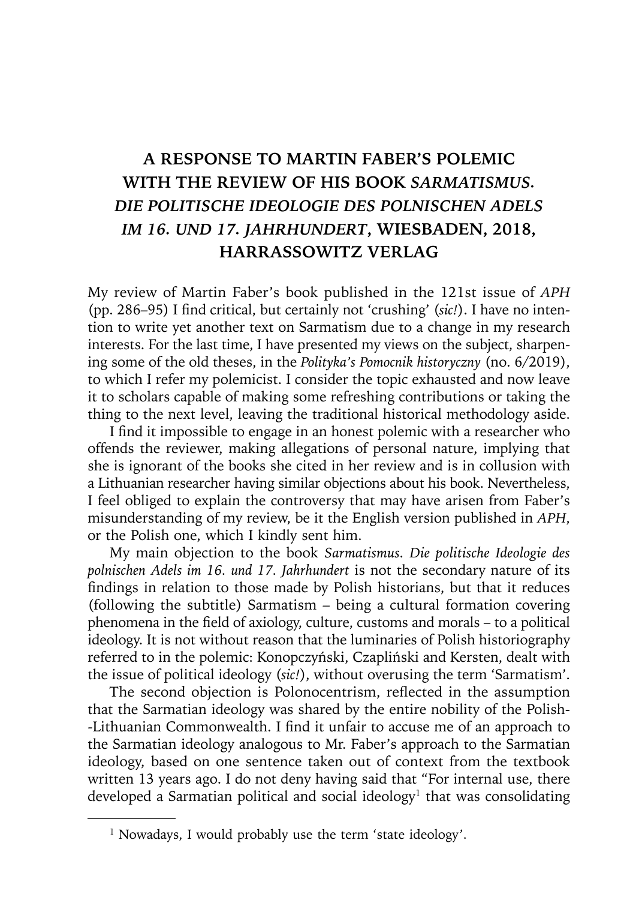# A RESPONSE TO MARTIN FABER'S POLEMIC WITH THE REVIEW OF HIS BOOK *SARMATISMUS. DIE POLITISCHE IDEOLOGIE DES POLNISCHEN ADELS IM 16. UND 17. JAHRHUNDERT*, WIESBADEN, 2018, HARRASSOWITZ VERLAG

My review of Martin Faber's book published in the 121st issue of *APH* (pp. 286–95) I find critical, but certainly not 'crushing' (*sic!*). I have no intention to write yet another text on Sarmatism due to a change in my research interests. For the last time, I have presented my views on the subject, sharpening some of the old theses, in the *Polityka's Pomocnik historyczny* (no. 6/2019), to which I refer my polemicist. I consider the topic exhausted and now leave it to scholars capable of making some refreshing contributions or taking the thing to the next level, leaving the traditional historical methodology aside.

I find it impossible to engage in an honest polemic with a researcher who offends the reviewer, making allegations of personal nature, implying that she is ignorant of the books she cited in her review and is in collusion with a Lithuanian researcher having similar objections about his book. Nevertheless, I feel obliged to explain the controversy that may have arisen from Faber's misunderstanding of my review, be it the English version published in *APH*, or the Polish one, which I kindly sent him.

My main objection to the book *Sarmatismus. Die politische Ideologie des polnischen Adels im 16. und 17. Jahrhundert* is not the secondary nature of its findings in relation to those made by Polish historians, but that it reduces (following the subtitle) Sarmatism – being a cultural formation covering phenomena in the field of axiology, culture, customs and morals – to a political ideology. It is not without reason that the luminaries of Polish historiography referred to in the polemic: Konopczyński, Czapliński and Kersten, dealt with the issue of political ideology (*sic!*), without overusing the term 'Sarmatism'.

The second objection is Polonocentrism, reflected in the assumption that the Sarmatian ideology was shared by the entire nobility of the Polish-Lithuanian Commonwealth. I find it unfair to accuse me of an approach to the Sarmatian ideology analogous to Mr. Faber's approach to the Sarmatian ideology, based on one sentence taken out of context from the textbook written 13 years ago. I do not deny having said that "For internal use, there developed a Sarmatian political and social ideology[1] that was consolidating

[1] Nowadays, I would probably use the term 'state ideology'.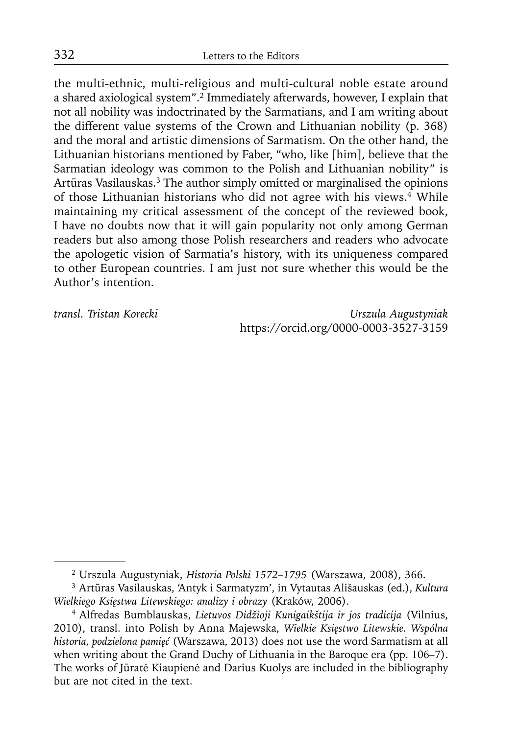the multi-ethnic, multi-religious and multi-cultural noble estate around a shared axiological system".[2] Immediately afterwards, however, I explain that not all nobility was indoctrinated by the Sarmatians, and I am writing about the different value systems of the Crown and Lithuanian nobility (p. 368) and the moral and artistic dimensions of Sarmatism. On the other hand, the Lithuanian historians mentioned by Faber, "who, like [him], believe that the Sarmatian ideology was common to the Polish and Lithuanian nobility" is Artūras Vasilauskas.[3] The author simply omitted or marginalised the opinions of those Lithuanian historians who did not agree with his views.[4] While maintaining my critical assessment of the concept of the reviewed book, I have no doubts now that it will gain popularity not only among German readers but also among those Polish researchers and readers who advocate the apologetic vision of Sarmatia's history, with its uniqueness compared to other European countries. I am just not sure whether this would be the Author's intention.

*transl. Tristan Korecki*

*Urszula Augustyniak*
https://orcid.org/0000-0003-3527-3159

---

[2] Urszula Augustyniak, *Historia Polski 1572–1795* (Warszawa, 2008), 366.

[3] Artūras Vasilauskas, 'Antyk i Sarmatyzm', in Vytautas Ališauskas (ed.), *Kultura Wielkiego Księstwa Litewskiego: analizy i obrazy* (Kraków, 2006).

[4] Alfredas Bumblauskas, *Lietuvos Didžioji Kunigaikštija ir jos tradicija* (Vilnius, 2010), transl. into Polish by Anna Majewska, *Wielkie Księstwo Litewskie. Wspólna historia, podzielona pamięć* (Warszawa, 2013) does not use the word Sarmatism at all when writing about the Grand Duchy of Lithuania in the Baroque era (pp. 106–7). The works of Jūratė Kiaupienė and Darius Kuolys are included in the bibliography but are not cited in the text.